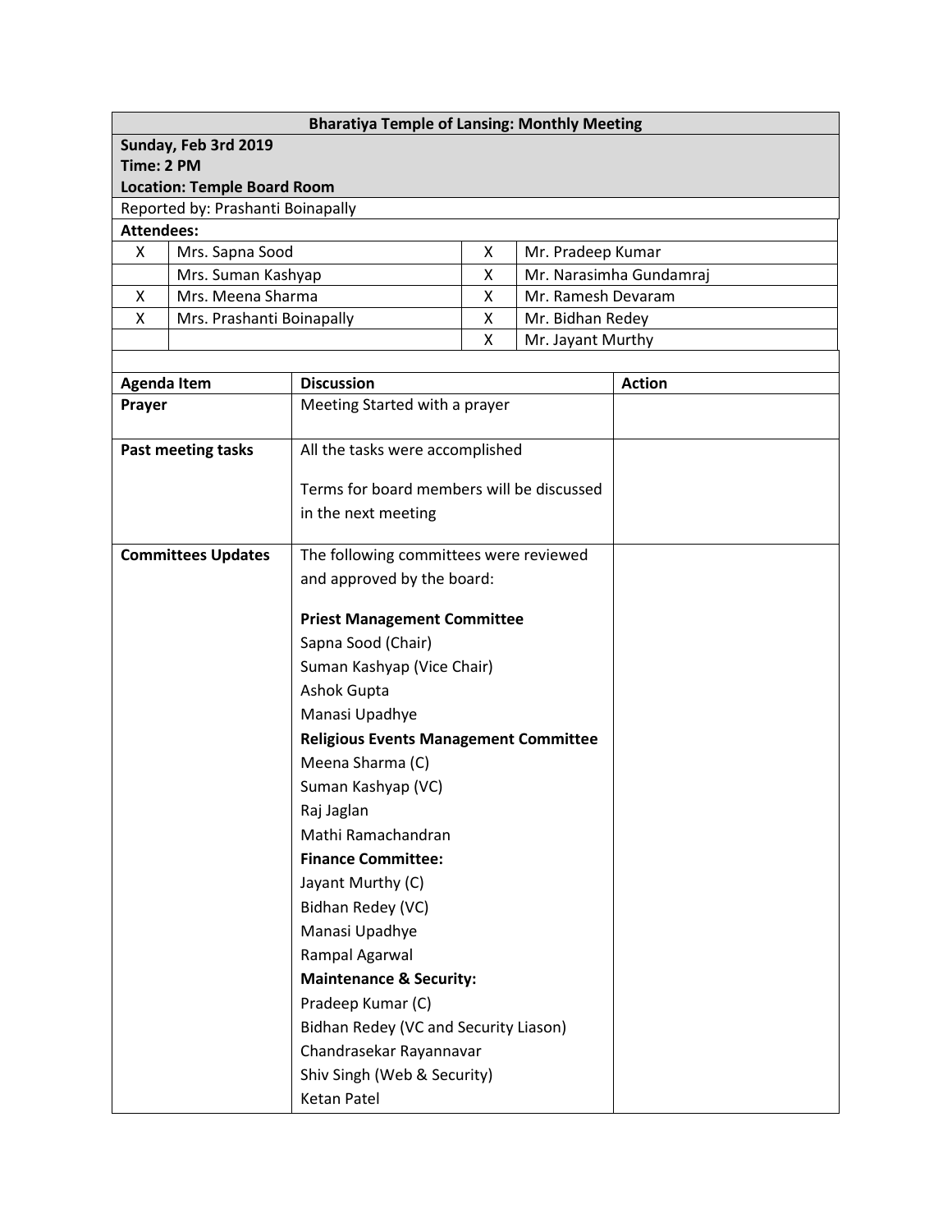## Bharatiya Temple of Lansing: Monthly Meeting

**Sunday, Feb 3rd 2019**
**Time: 2 PM**
**Location: Temple Board Room**

Reported by: Prashanti Boinapally

**Attendees:**

| | | | |
|---|---|---|---|
| X | Mrs. Sapna Sood | X | Mr. Pradeep Kumar |
| | Mrs. Suman Kashyap | X | Mr. Narasimha Gundamraj |
| X | Mrs. Meena Sharma | X | Mr. Ramesh Devaram |
| X | Mrs. Prashanti Boinapally | X | Mr. Bidhan Redey |
| | | X | Mr. Jayant Murthy |

| Agenda Item | Discussion | Action |
|---|---|---|
| **Prayer** | Meeting Started with a prayer | |
| **Past meeting tasks** | All the tasks were accomplished<br><br>Terms for board members will be discussed in the next meeting | |
| **Committees Updates** | The following committees were reviewed and approved by the board:<br><br>**Priest Management Committee**<br>Sapna Sood (Chair)<br>Suman Kashyap (Vice Chair)<br>Ashok Gupta<br>Manasi Upadhye<br>**Religious Events Management Committee**<br>Meena Sharma (C)<br>Suman Kashyap (VC)<br>Raj Jaglan<br>Mathi Ramachandran<br>**Finance Committee:**<br>Jayant Murthy (C)<br>Bidhan Redey (VC)<br>Manasi Upadhye<br>Rampal Agarwal<br>**Maintenance & Security:**<br>Pradeep Kumar (C)<br>Bidhan Redey (VC and Security Liason)<br>Chandrasekar Rayannavar<br>Shiv Singh (Web & Security)<br>Ketan Patel | |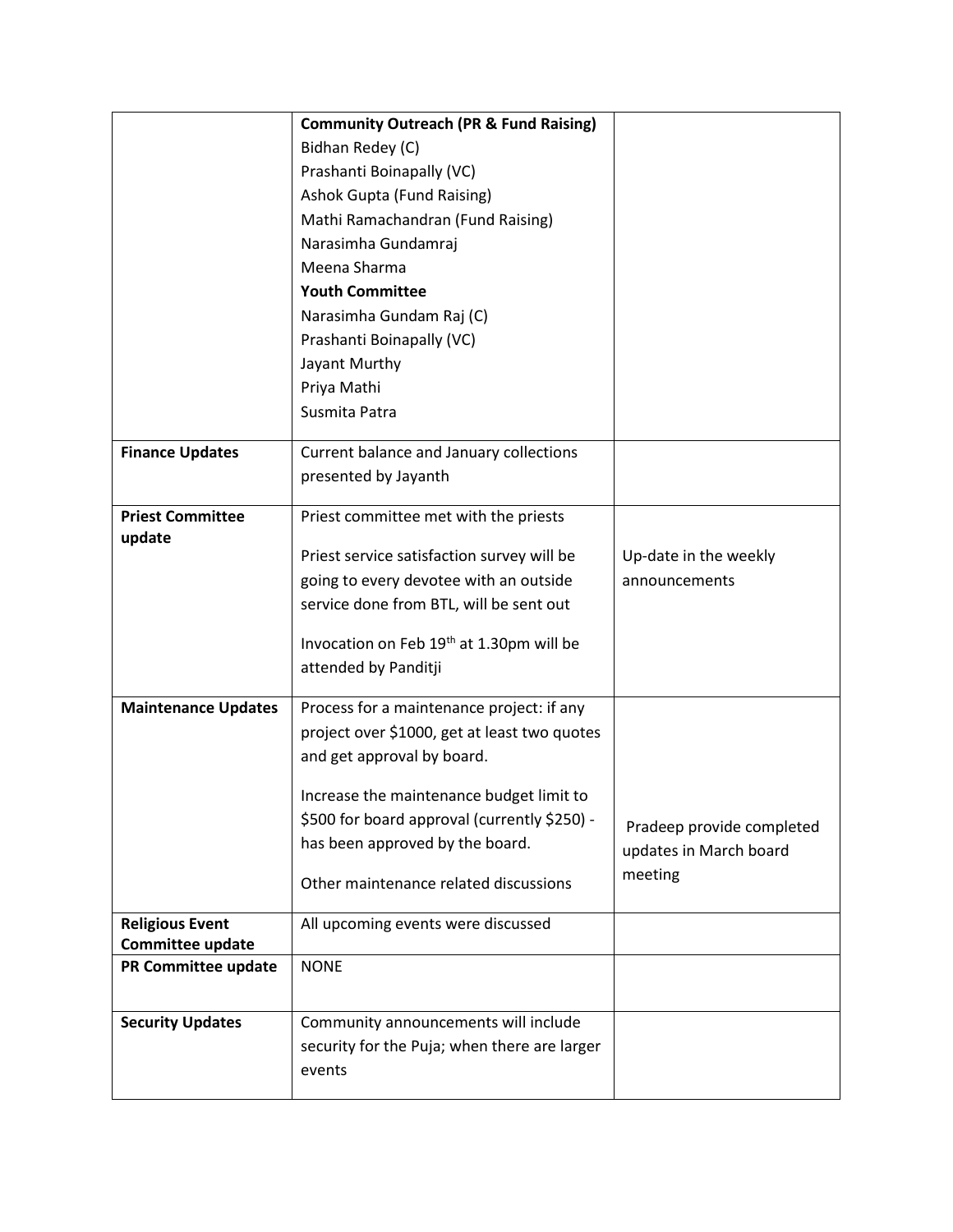| | | |
|---|---|---|
| | **Community Outreach (PR & Fund Raising)**<br>Bidhan Redey (C)<br>Prashanti Boinapally (VC)<br>Ashok Gupta (Fund Raising)<br>Mathi Ramachandran (Fund Raising)<br>Narasimha Gundamraj<br>Meena Sharma<br>**Youth Committee**<br>Narasimha Gundam Raj (C)<br>Prashanti Boinapally (VC)<br>Jayant Murthy<br>Priya Mathi<br>Susmita Patra | |
| **Finance Updates** | Current balance and January collections presented by Jayanth | |
| **Priest Committee update** | Priest committee met with the priests<br><br>Priest service satisfaction survey will be going to every devotee with an outside service done from BTL, will be sent out<br><br>Invocation on Feb 19th at 1.30pm will be attended by Panditji | Up-date in the weekly announcements |
| **Maintenance Updates** | Process for a maintenance project: if any project over $1000, get at least two quotes and get approval by board.<br><br>Increase the maintenance budget limit to $500 for board approval (currently $250) - has been approved by the board.<br><br>Other maintenance related discussions | Pradeep provide completed updates in March board meeting |
| **Religious Event Committee update** | All upcoming events were discussed | |
| **PR Committee update** | NONE | |
| **Security Updates** | Community announcements will include security for the Puja; when there are larger events | |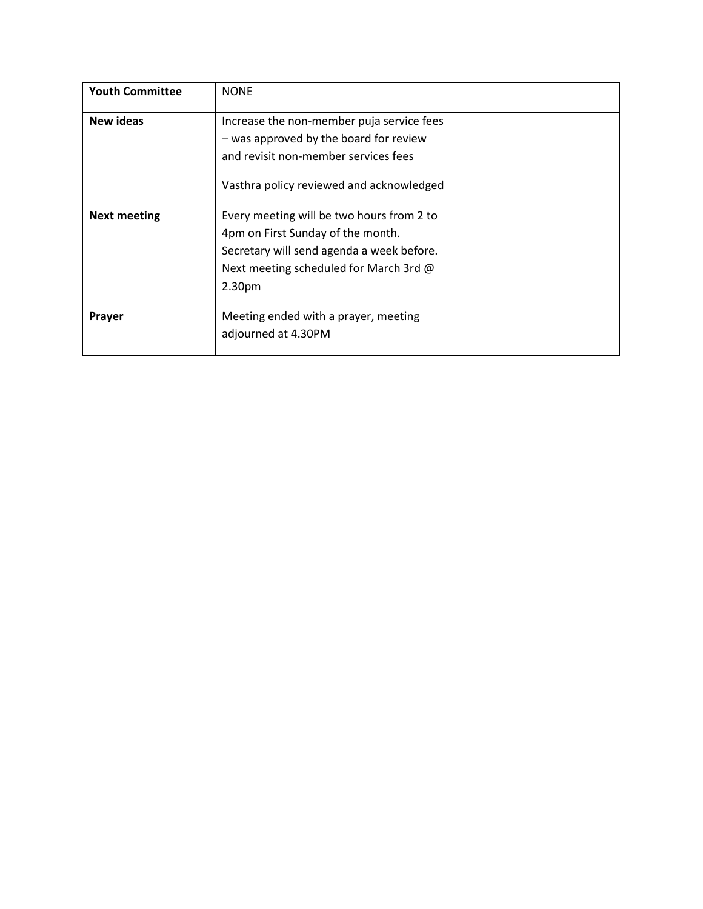| | | |
|---|---|---|
| **Youth Committee** | NONE | |
| **New ideas** | Increase the non-member puja service fees – was approved by the board for review and revisit non-member services fees<br><br>Vasthra policy reviewed and acknowledged | |
| **Next meeting** | Every meeting will be two hours from 2 to 4pm on First Sunday of the month. Secretary will send agenda a week before. Next meeting scheduled for March 3rd @ 2.30pm | |
| **Prayer** | Meeting ended with a prayer, meeting adjourned at 4.30PM | |